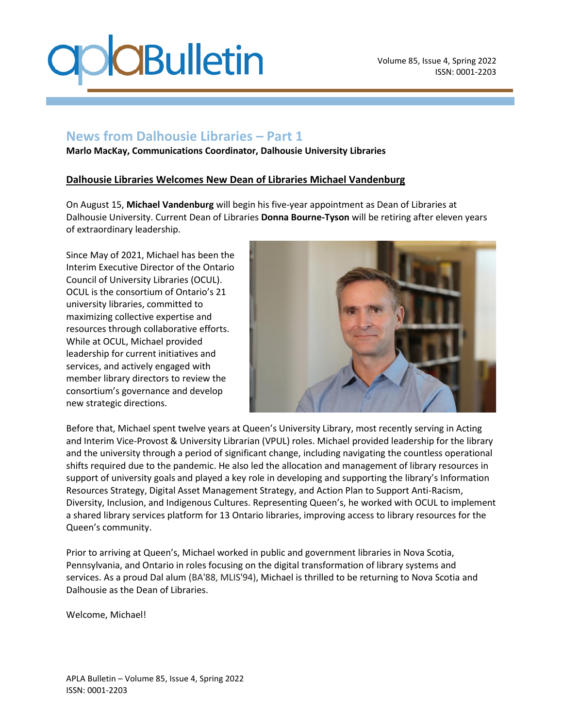## News from Dalhousie Libraries – Part 1

**Marlo MacKay, Communications Coordinator, Dalhousie University Libraries**

### Dalhousie Libraries Welcomes New Dean of Libraries Michael Vandenburg

On August 15, **Michael Vandenburg** will begin his five-year appointment as Dean of Libraries at Dalhousie University. Current Dean of Libraries **Donna Bourne-Tyson** will be retiring after eleven years of extraordinary leadership.

Since May of 2021, Michael has been the Interim Executive Director of the Ontario Council of University Libraries (OCUL). OCUL is the consortium of Ontario's 21 university libraries, committed to maximizing collective expertise and resources through collaborative efforts. While at OCUL, Michael provided leadership for current initiatives and services, and actively engaged with member library directors to review the consortium's governance and develop new strategic directions.

Before that, Michael spent twelve years at Queen's University Library, most recently serving in Acting and Interim Vice-Provost & University Librarian (VPUL) roles. Michael provided leadership for the library and the university through a period of significant change, including navigating the countless operational shifts required due to the pandemic. He also led the allocation and management of library resources in support of university goals and played a key role in developing and supporting the library's Information Resources Strategy, Digital Asset Management Strategy, and Action Plan to Support Anti-Racism, Diversity, Inclusion, and Indigenous Cultures. Representing Queen's, he worked with OCUL to implement a shared library services platform for 13 Ontario libraries, improving access to library resources for the Queen's community.

Prior to arriving at Queen's, Michael worked in public and government libraries in Nova Scotia, Pennsylvania, and Ontario in roles focusing on the digital transformation of library systems and services. As a proud Dal alum (BA'88, MLIS'94), Michael is thrilled to be returning to Nova Scotia and Dalhousie as the Dean of Libraries.

Welcome, Michael!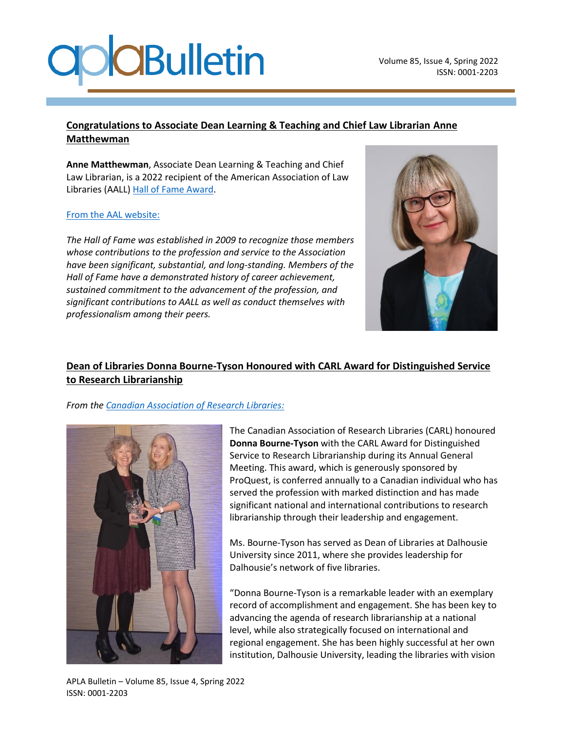## Congratulations to Associate Dean Learning & Teaching and Chief Law Librarian Anne Matthewman

**Anne Matthewman**, Associate Dean Learning & Teaching and Chief Law Librarian, is a 2022 recipient of the American Association of Law Libraries (AALL) Hall of Fame Award.

From the AAL website:

*The Hall of Fame was established in 2009 to recognize those members whose contributions to the profession and service to the Association have been significant, substantial, and long-standing. Members of the Hall of Fame have a demonstrated history of career achievement, sustained commitment to the advancement of the profession, and significant contributions to AALL as well as conduct themselves with professionalism among their peers.*

## Dean of Libraries Donna Bourne-Tyson Honoured with CARL Award for Distinguished Service to Research Librarianship

*From the Canadian Association of Research Libraries:*

The Canadian Association of Research Libraries (CARL) honoured **Donna Bourne-Tyson** with the CARL Award for Distinguished Service to Research Librarianship during its Annual General Meeting. This award, which is generously sponsored by ProQuest, is conferred annually to a Canadian individual who has served the profession with marked distinction and has made significant national and international contributions to research librarianship through their leadership and engagement.

Ms. Bourne-Tyson has served as Dean of Libraries at Dalhousie University since 2011, where she provides leadership for Dalhousie's network of five libraries.

"Donna Bourne-Tyson is a remarkable leader with an exemplary record of accomplishment and engagement. She has been key to advancing the agenda of research librarianship at a national level, while also strategically focused on international and regional engagement. She has been highly successful at her own institution, Dalhousie University, leading the libraries with vision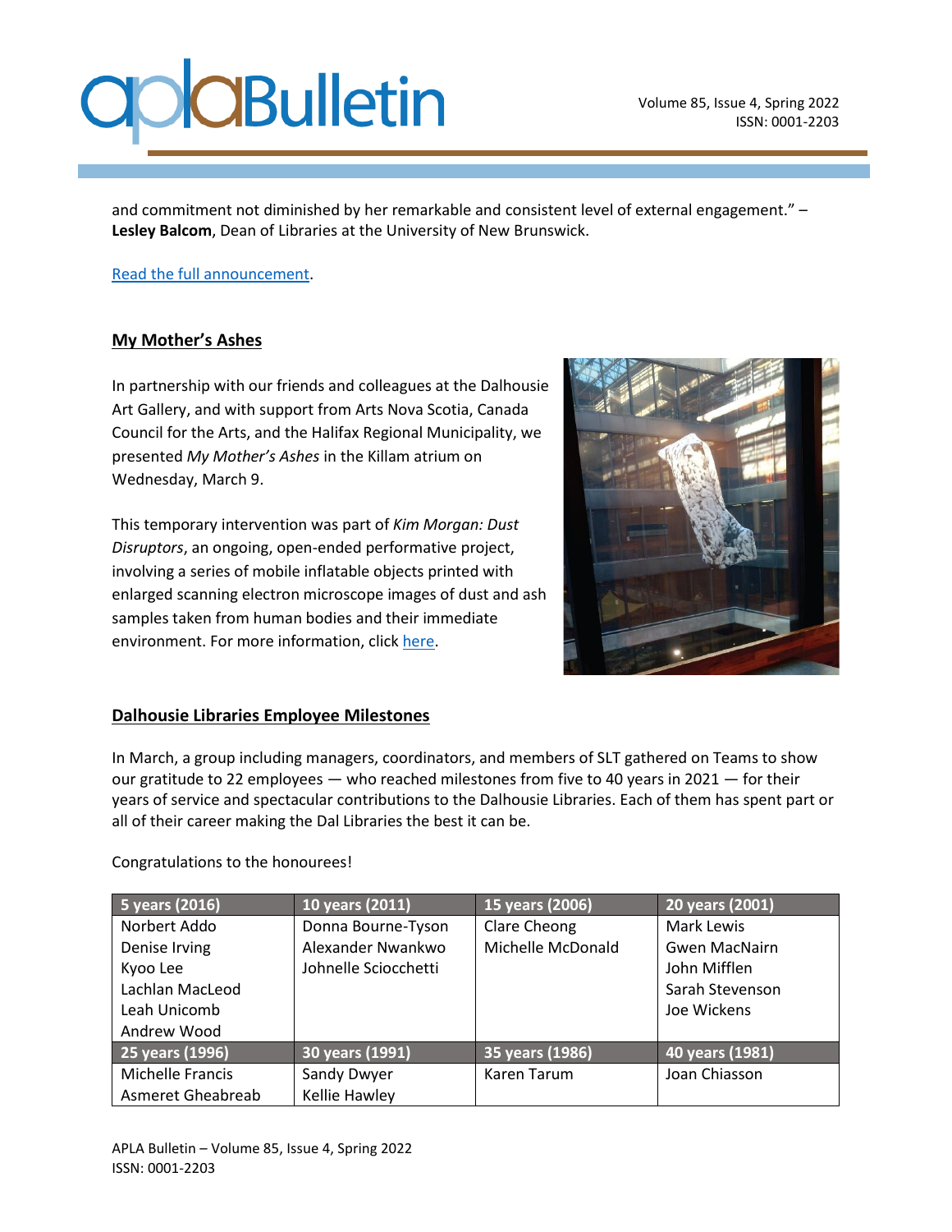and commitment not diminished by her remarkable and consistent level of external engagement." – **Lesley Balcom**, Dean of Libraries at the University of New Brunswick.

[Read the full announcement](#).

## My Mother's Ashes

In partnership with our friends and colleagues at the Dalhousie Art Gallery, and with support from Arts Nova Scotia, Canada Council for the Arts, and the Halifax Regional Municipality, we presented *My Mother's Ashes* in the Killam atrium on Wednesday, March 9.

This temporary intervention was part of *Kim Morgan: Dust Disruptors*, an ongoing, open-ended performative project, involving a series of mobile inflatable objects printed with enlarged scanning electron microscope images of dust and ash samples taken from human bodies and their immediate environment. For more information, click [here](#).

## Dalhousie Libraries Employee Milestones

In March, a group including managers, coordinators, and members of SLT gathered on Teams to show our gratitude to 22 employees — who reached milestones from five to 40 years in 2021 — for their years of service and spectacular contributions to the Dalhousie Libraries. Each of them has spent part or all of their career making the Dal Libraries the best it can be.

Congratulations to the honourees!

| 5 years (2016) | 10 years (2011) | 15 years (2006) | 20 years (2001) |
|---|---|---|---|
| Norbert Addo<br>Denise Irving<br>Kyoo Lee<br>Lachlan MacLeod<br>Leah Unicomb<br>Andrew Wood | Donna Bourne-Tyson<br>Alexander Nwankwo<br>Johnelle Sciocchetti | Clare Cheong<br>Michelle McDonald | Mark Lewis<br>Gwen MacNairn<br>John Mifflen<br>Sarah Stevenson<br>Joe Wickens |
| **25 years (1996)** | **30 years (1991)** | **35 years (1986)** | **40 years (1981)** |
| Michelle Francis<br>Asmeret Gheabreab | Sandy Dwyer<br>Kellie Hawley | Karen Tarum | Joan Chiasson |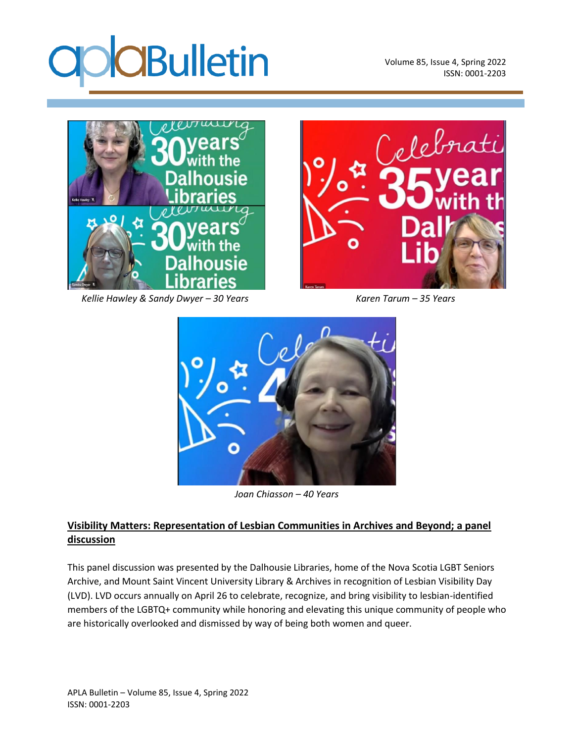*Kellie Hawley & Sandy Dwyer – 30 Years*

*Karen Tarum – 35 Years*

*Joan Chiasson – 40 Years*

## Visibility Matters: Representation of Lesbian Communities in Archives and Beyond; a panel discussion

This panel discussion was presented by the Dalhousie Libraries, home of the Nova Scotia LGBT Seniors Archive, and Mount Saint Vincent University Library & Archives in recognition of Lesbian Visibility Day (LVD). LVD occurs annually on April 26 to celebrate, recognize, and bring visibility to lesbian-identified members of the LGBTQ+ community while honoring and elevating this unique community of people who are historically overlooked and dismissed by way of being both women and queer.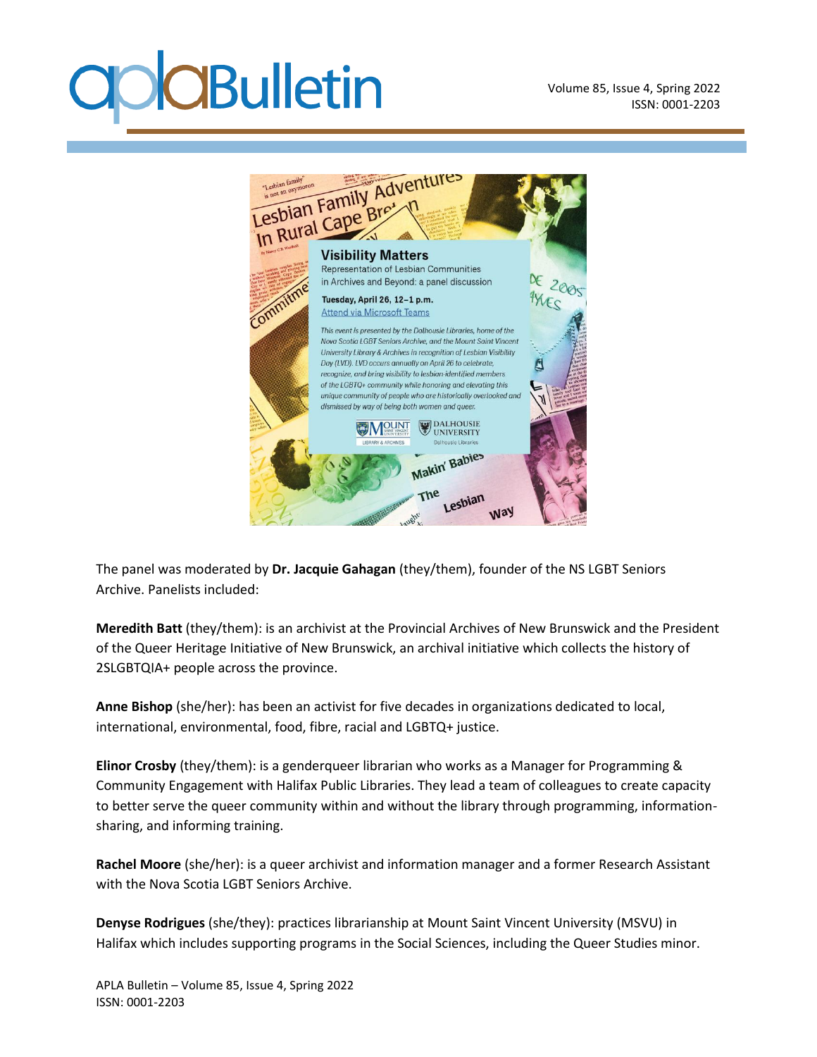The panel was moderated by **Dr. Jacquie Gahagan** (they/them), founder of the NS LGBT Seniors Archive. Panelists included:

**Meredith Batt** (they/them): is an archivist at the Provincial Archives of New Brunswick and the President of the Queer Heritage Initiative of New Brunswick, an archival initiative which collects the history of 2SLGBTQIA+ people across the province.

**Anne Bishop** (she/her): has been an activist for five decades in organizations dedicated to local, international, environmental, food, fibre, racial and LGBTQ+ justice.

**Elinor Crosby** (they/them): is a genderqueer librarian who works as a Manager for Programming & Community Engagement with Halifax Public Libraries. They lead a team of colleagues to create capacity to better serve the queer community within and without the library through programming, information-sharing, and informing training.

**Rachel Moore** (she/her): is a queer archivist and information manager and a former Research Assistant with the Nova Scotia LGBT Seniors Archive.

**Denyse Rodrigues** (she/they): practices librarianship at Mount Saint Vincent University (MSVU) in Halifax which includes supporting programs in the Social Sciences, including the Queer Studies minor.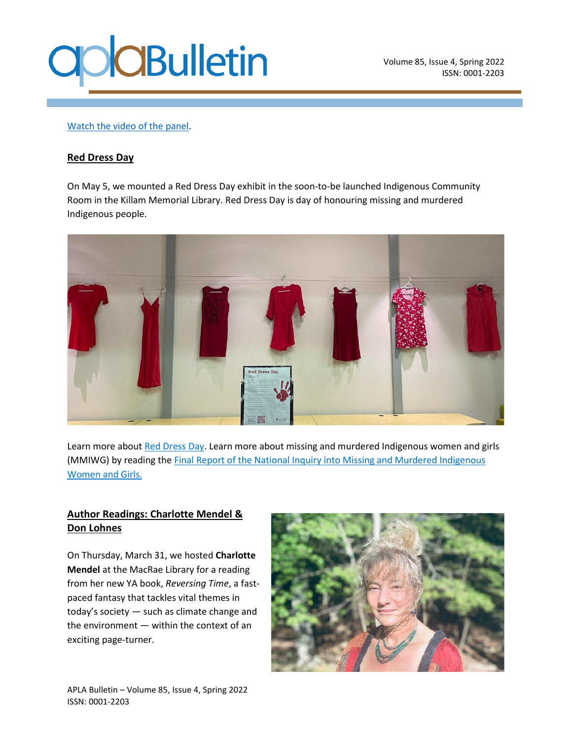[Watch the video of the panel](#).

**Red Dress Day**

On May 5, we mounted a Red Dress Day exhibit in the soon-to-be launched Indigenous Community Room in the Killam Memorial Library. Red Dress Day is day of honouring missing and murdered Indigenous people.

Learn more about [Red Dress Day](#). Learn more about missing and murdered Indigenous women and girls (MMIWG) by reading the [Final Report of the National Inquiry into Missing and Murdered Indigenous Women and Girls.](#)

**Author Readings: Charlotte Mendel & Don Lohnes**

On Thursday, March 31, we hosted **Charlotte Mendel** at the MacRae Library for a reading from her new YA book, *Reversing Time*, a fast-paced fantasy that tackles vital themes in today's society — such as climate change and the environment — within the context of an exciting page-turner.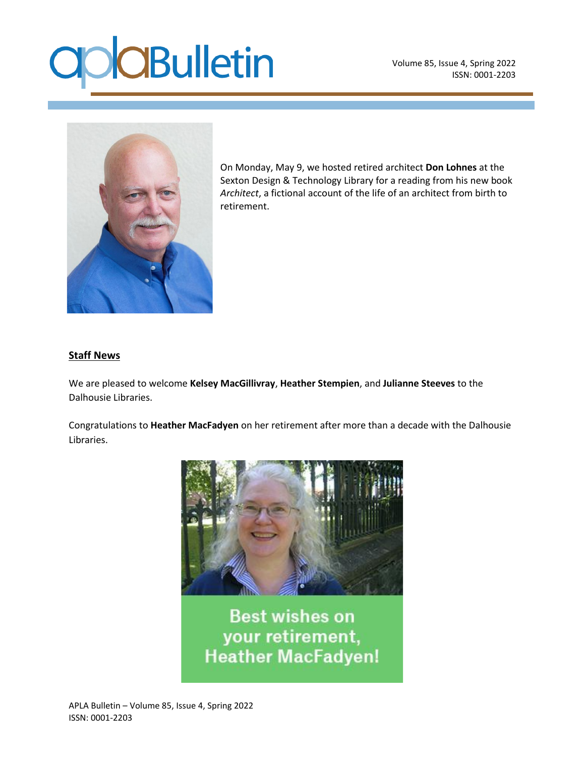On Monday, May 9, we hosted retired architect **Don Lohnes** at the Sexton Design & Technology Library for a reading from his new book *Architect*, a fictional account of the life of an architect from birth to retirement.

**Staff News**

We are pleased to welcome **Kelsey MacGillivray**, **Heather Stempien**, and **Julianne Steeves** to the Dalhousie Libraries.

Congratulations to **Heather MacFadyen** on her retirement after more than a decade with the Dalhousie Libraries.